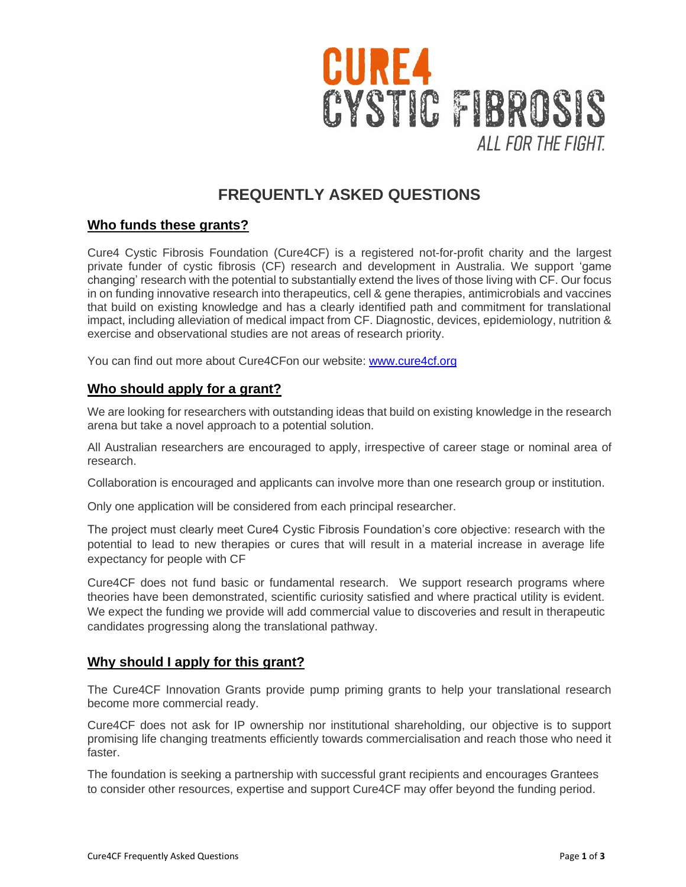CURE4
CYSTIC FIBROSIS
ALL FOR THE FIGHT.

# FREQUENTLY ASKED QUESTIONS

## Who funds these grants?

Cure4 Cystic Fibrosis Foundation (Cure4CF) is a registered not-for-profit charity and the largest private funder of cystic fibrosis (CF) research and development in Australia. We support 'game changing' research with the potential to substantially extend the lives of those living with CF. Our focus in on funding innovative research into therapeutics, cell & gene therapies, antimicrobials and vaccines that build on existing knowledge and has a clearly identified path and commitment for translational impact, including alleviation of medical impact from CF. Diagnostic, devices, epidemiology, nutrition & exercise and observational studies are not areas of research priority.

You can find out more about Cure4CFon our website: [www.cure4cf.org](www.cure4cf.org)

## Who should apply for a grant?

We are looking for researchers with outstanding ideas that build on existing knowledge in the research arena but take a novel approach to a potential solution.

All Australian researchers are encouraged to apply, irrespective of career stage or nominal area of research.

Collaboration is encouraged and applicants can involve more than one research group or institution.

Only one application will be considered from each principal researcher.

The project must clearly meet Cure4 Cystic Fibrosis Foundation's core objective: research with the potential to lead to new therapies or cures that will result in a material increase in average life expectancy for people with CF

Cure4CF does not fund basic or fundamental research. We support research programs where theories have been demonstrated, scientific curiosity satisfied and where practical utility is evident. We expect the funding we provide will add commercial value to discoveries and result in therapeutic candidates progressing along the translational pathway.

## Why should I apply for this grant?

The Cure4CF Innovation Grants provide pump priming grants to help your translational research become more commercial ready.

Cure4CF does not ask for IP ownership nor institutional shareholding, our objective is to support promising life changing treatments efficiently towards commercialisation and reach those who need it faster.

The foundation is seeking a partnership with successful grant recipients and encourages Grantees to consider other resources, expertise and support Cure4CF may offer beyond the funding period.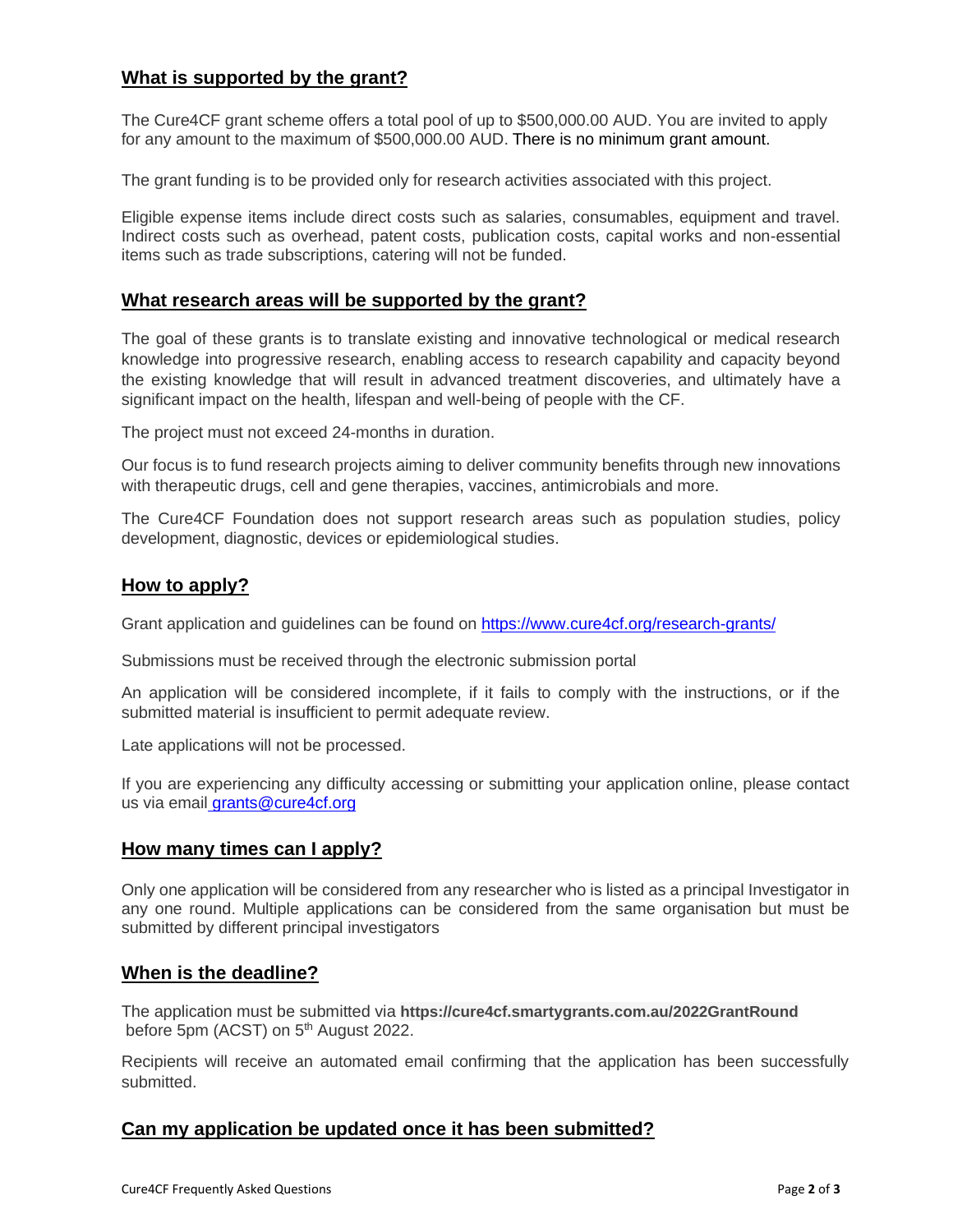## What is supported by the grant?

The Cure4CF grant scheme offers a total pool of up to $500,000.00 AUD. You are invited to apply for any amount to the maximum of $500,000.00 AUD. There is no minimum grant amount.

The grant funding is to be provided only for research activities associated with this project.

Eligible expense items include direct costs such as salaries, consumables, equipment and travel. Indirect costs such as overhead, patent costs, publication costs, capital works and non-essential items such as trade subscriptions, catering will not be funded.

## What research areas will be supported by the grant?

The goal of these grants is to translate existing and innovative technological or medical research knowledge into progressive research, enabling access to research capability and capacity beyond the existing knowledge that will result in advanced treatment discoveries, and ultimately have a significant impact on the health, lifespan and well-being of people with the CF.

The project must not exceed 24-months in duration.

Our focus is to fund research projects aiming to deliver community benefits through new innovations with therapeutic drugs, cell and gene therapies, vaccines, antimicrobials and more.

The Cure4CF Foundation does not support research areas such as population studies, policy development, diagnostic, devices or epidemiological studies.

## How to apply?

Grant application and guidelines can be found on https://www.cure4cf.org/research-grants/

Submissions must be received through the electronic submission portal

An application will be considered incomplete, if it fails to comply with the instructions, or if the submitted material is insufficient to permit adequate review.

Late applications will not be processed.

If you are experiencing any difficulty accessing or submitting your application online, please contact us via email grants@cure4cf.org

## How many times can I apply?

Only one application will be considered from any researcher who is listed as a principal Investigator in any one round. Multiple applications can be considered from the same organisation but must be submitted by different principal investigators

## When is the deadline?

The application must be submitted via **https://cure4cf.smartygrants.com.au/2022GrantRound** before 5pm (ACST) on 5th August 2022.

Recipients will receive an automated email confirming that the application has been successfully submitted.

## Can my application be updated once it has been submitted?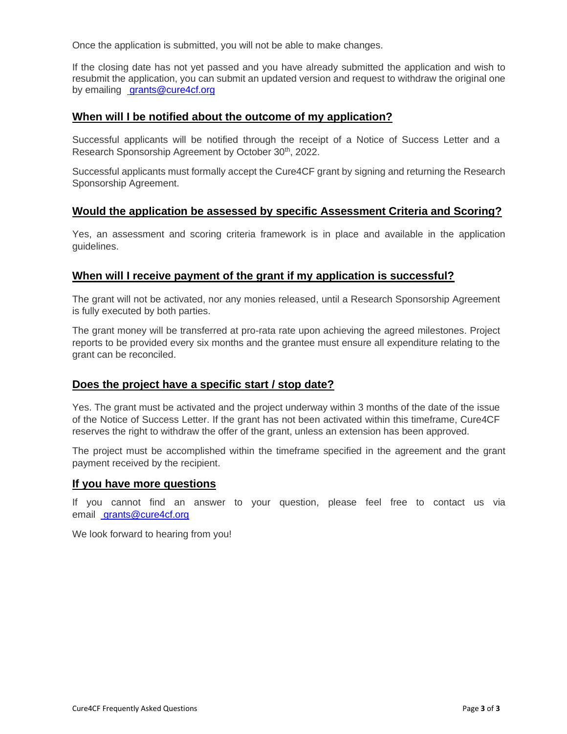Once the application is submitted, you will not be able to make changes.

If the closing date has not yet passed and you have already submitted the application and wish to resubmit the application, you can submit an updated version and request to withdraw the original one by emailing grants@cure4cf.org

## When will I be notified about the outcome of my application?

Successful applicants will be notified through the receipt of a Notice of Success Letter and a Research Sponsorship Agreement by October 30th, 2022.

Successful applicants must formally accept the Cure4CF grant by signing and returning the Research Sponsorship Agreement.

## Would the application be assessed by specific Assessment Criteria and Scoring?

Yes, an assessment and scoring criteria framework is in place and available in the application guidelines.

## When will I receive payment of the grant if my application is successful?

The grant will not be activated, nor any monies released, until a Research Sponsorship Agreement is fully executed by both parties.

The grant money will be transferred at pro-rata rate upon achieving the agreed milestones. Project reports to be provided every six months and the grantee must ensure all expenditure relating to the grant can be reconciled.

## Does the project have a specific start / stop date?

Yes. The grant must be activated and the project underway within 3 months of the date of the issue of the Notice of Success Letter. If the grant has not been activated within this timeframe, Cure4CF reserves the right to withdraw the offer of the grant, unless an extension has been approved.

The project must be accomplished within the timeframe specified in the agreement and the grant payment received by the recipient.

## If you have more questions

If you cannot find an answer to your question, please feel free to contact us via email grants@cure4cf.org

We look forward to hearing from you!